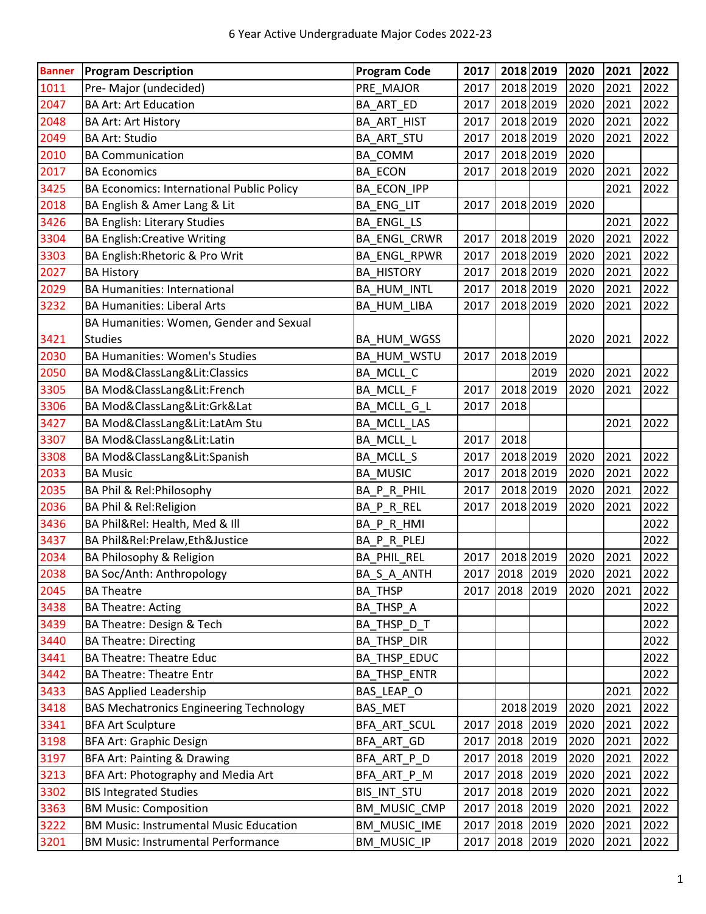# 6 Year Active Undergraduate Major Codes 2022-23

| Banner | Program Description | Program Code | 2017 | 2018 | 2019 | 2020 | 2021 | 2022 |
|---|---|---|---|---|---|---|---|---|
| 1011 | Pre- Major (undecided) | PRE_MAJOR | 2017 | 2018 | 2019 | 2020 | 2021 | 2022 |
| 2047 | BA Art: Art Education | BA_ART_ED | 2017 | 2018 | 2019 | 2020 | 2021 | 2022 |
| 2048 | BA Art: Art History | BA_ART_HIST | 2017 | 2018 | 2019 | 2020 | 2021 | 2022 |
| 2049 | BA Art: Studio | BA_ART_STU | 2017 | 2018 | 2019 | 2020 | 2021 | 2022 |
| 2010 | BA Communication | BA_COMM | 2017 | 2018 | 2019 | 2020 | | |
| 2017 | BA Economics | BA_ECON | 2017 | 2018 | 2019 | 2020 | 2021 | 2022 |
| 3425 | BA Economics: International Public Policy | BA_ECON_IPP | | | | | 2021 | 2022 |
| 2018 | BA English & Amer Lang & Lit | BA_ENG_LIT | 2017 | 2018 | 2019 | 2020 | | |
| 3426 | BA English: Literary Studies | BA_ENGL_LS | | | | | 2021 | 2022 |
| 3304 | BA English:Creative Writing | BA_ENGL_CRWR | 2017 | 2018 | 2019 | 2020 | 2021 | 2022 |
| 3303 | BA English:Rhetoric & Pro Writ | BA_ENGL_RPWR | 2017 | 2018 | 2019 | 2020 | 2021 | 2022 |
| 2027 | BA History | BA_HISTORY | 2017 | 2018 | 2019 | 2020 | 2021 | 2022 |
| 2029 | BA Humanities: International | BA_HUM_INTL | 2017 | 2018 | 2019 | 2020 | 2021 | 2022 |
| 3232 | BA Humanities: Liberal Arts | BA_HUM_LIBA | 2017 | 2018 | 2019 | 2020 | 2021 | 2022 |
| 3421 | BA Humanities: Women, Gender and Sexual Studies | BA_HUM_WGSS | | | | 2020 | 2021 | 2022 |
| 2030 | BA Humanities: Women's Studies | BA_HUM_WSTU | 2017 | 2018 | 2019 | | | |
| 2050 | BA Mod&ClassLang&Lit:Classics | BA_MCLL_C | | | 2019 | 2020 | 2021 | 2022 |
| 3305 | BA Mod&ClassLang&Lit:French | BA_MCLL_F | 2017 | 2018 | 2019 | 2020 | 2021 | 2022 |
| 3306 | BA Mod&ClassLang&Lit:Grk&Lat | BA_MCLL_G_L | 2017 | 2018 | | | | |
| 3427 | BA Mod&ClassLang&Lit:LatAm Stu | BA_MCLL_LAS | | | | | 2021 | 2022 |
| 3307 | BA Mod&ClassLang&Lit:Latin | BA_MCLL_L | 2017 | 2018 | | | | |
| 3308 | BA Mod&ClassLang&Lit:Spanish | BA_MCLL_S | 2017 | 2018 | 2019 | 2020 | 2021 | 2022 |
| 2033 | BA Music | BA_MUSIC | 2017 | 2018 | 2019 | 2020 | 2021 | 2022 |
| 2035 | BA Phil & Rel:Philosophy | BA_P_R_PHIL | 2017 | 2018 | 2019 | 2020 | 2021 | 2022 |
| 2036 | BA Phil & Rel:Religion | BA_P_R_REL | 2017 | 2018 | 2019 | 2020 | 2021 | 2022 |
| 3436 | BA Phil&Rel: Health, Med & Ill | BA_P_R_HMI | | | | | | 2022 |
| 3437 | BA Phil&Rel:Prelaw,Eth&Justice | BA_P_R_PLEJ | | | | | | 2022 |
| 2034 | BA Philosophy & Religion | BA_PHIL_REL | 2017 | 2018 | 2019 | 2020 | 2021 | 2022 |
| 2038 | BA Soc/Anth: Anthropology | BA_S_A_ANTH | 2017 | 2018 | 2019 | 2020 | 2021 | 2022 |
| 2045 | BA Theatre | BA_THSP | 2017 | 2018 | 2019 | 2020 | 2021 | 2022 |
| 3438 | BA Theatre: Acting | BA_THSP_A | | | | | | 2022 |
| 3439 | BA Theatre: Design & Tech | BA_THSP_D_T | | | | | | 2022 |
| 3440 | BA Theatre: Directing | BA_THSP_DIR | | | | | | 2022 |
| 3441 | BA Theatre: Theatre Educ | BA_THSP_EDUC | | | | | | 2022 |
| 3442 | BA Theatre: Theatre Entr | BA_THSP_ENTR | | | | | | 2022 |
| 3433 | BAS Applied Leadership | BAS_LEAP_O | | | | | 2021 | 2022 |
| 3418 | BAS Mechatronics Engineering Technology | BAS_MET | | 2018 | 2019 | 2020 | 2021 | 2022 |
| 3341 | BFA Art Sculpture | BFA_ART_SCUL | 2017 | 2018 | 2019 | 2020 | 2021 | 2022 |
| 3198 | BFA Art: Graphic Design | BFA_ART_GD | 2017 | 2018 | 2019 | 2020 | 2021 | 2022 |
| 3197 | BFA Art: Painting & Drawing | BFA_ART_P_D | 2017 | 2018 | 2019 | 2020 | 2021 | 2022 |
| 3213 | BFA Art: Photography and Media Art | BFA_ART_P_M | 2017 | 2018 | 2019 | 2020 | 2021 | 2022 |
| 3302 | BIS Integrated Studies | BIS_INT_STU | 2017 | 2018 | 2019 | 2020 | 2021 | 2022 |
| 3363 | BM Music: Composition | BM_MUSIC_CMP | 2017 | 2018 | 2019 | 2020 | 2021 | 2022 |
| 3222 | BM Music: Instrumental Music Education | BM_MUSIC_IME | 2017 | 2018 | 2019 | 2020 | 2021 | 2022 |
| 3201 | BM Music: Instrumental Performance | BM_MUSIC_IP | 2017 | 2018 | 2019 | 2020 | 2021 | 2022 |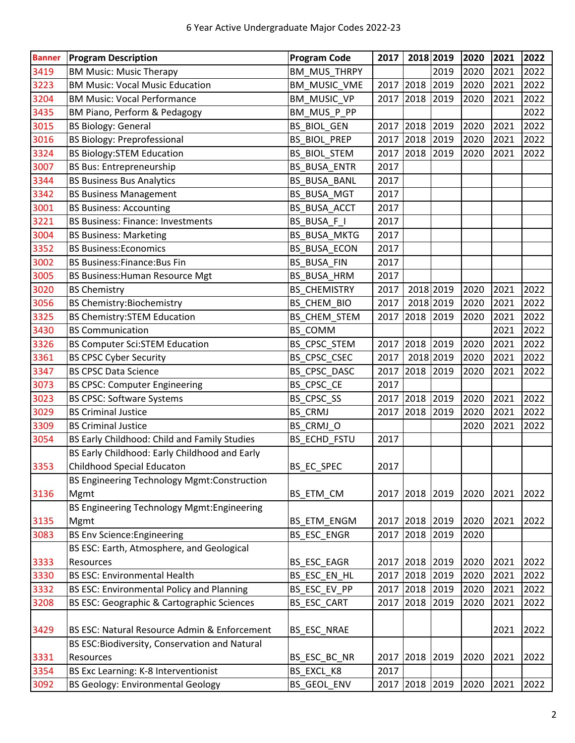6 Year Active Undergraduate Major Codes 2022-23

| Banner | Program Description | Program Code | 2017 | 2018 | 2019 | 2020 | 2021 | 2022 |
|---|---|---|---|---|---|---|---|---|
| 3419 | BM Music: Music Therapy | BM_MUS_THRPY | | | 2019 | 2020 | 2021 | 2022 |
| 3223 | BM Music: Vocal Music Education | BM_MUSIC_VME | 2017 | 2018 | 2019 | 2020 | 2021 | 2022 |
| 3204 | BM Music: Vocal Performance | BM_MUSIC_VP | 2017 | 2018 | 2019 | 2020 | 2021 | 2022 |
| 3435 | BM Piano, Perform & Pedagogy | BM_MUS_P_PP | | | | | | 2022 |
| 3015 | BS Biology: General | BS_BIOL_GEN | 2017 | 2018 | 2019 | 2020 | 2021 | 2022 |
| 3016 | BS Biology: Preprofessional | BS_BIOL_PREP | 2017 | 2018 | 2019 | 2020 | 2021 | 2022 |
| 3324 | BS Biology:STEM Education | BS_BIOL_STEM | 2017 | 2018 | 2019 | 2020 | 2021 | 2022 |
| 3007 | BS Bus: Entrepreneurship | BS_BUSA_ENTR | 2017 | | | | | |
| 3344 | BS Business Bus Analytics | BS_BUSA_BANL | 2017 | | | | | |
| 3342 | BS Business Management | BS_BUSA_MGT | 2017 | | | | | |
| 3001 | BS Business: Accounting | BS_BUSA_ACCT | 2017 | | | | | |
| 3221 | BS Business: Finance: Investments | BS_BUSA_F_I | 2017 | | | | | |
| 3004 | BS Business: Marketing | BS_BUSA_MKTG | 2017 | | | | | |
| 3352 | BS Business:Economics | BS_BUSA_ECON | 2017 | | | | | |
| 3002 | BS Business:Finance:Bus Fin | BS_BUSA_FIN | 2017 | | | | | |
| 3005 | BS Business:Human Resource Mgt | BS_BUSA_HRM | 2017 | | | | | |
| 3020 | BS Chemistry | BS_CHEMISTRY | 2017 | 2018 | 2019 | 2020 | 2021 | 2022 |
| 3056 | BS Chemistry:Biochemistry | BS_CHEM_BIO | 2017 | 2018 | 2019 | 2020 | 2021 | 2022 |
| 3325 | BS Chemistry:STEM Education | BS_CHEM_STEM | 2017 | 2018 | 2019 | 2020 | 2021 | 2022 |
| 3430 | BS Communication | BS_COMM | | | | | 2021 | 2022 |
| 3326 | BS Computer Sci:STEM Education | BS_CPSC_STEM | 2017 | 2018 | 2019 | 2020 | 2021 | 2022 |
| 3361 | BS CPSC Cyber Security | BS_CPSC_CSEC | 2017 | 2018 | 2019 | 2020 | 2021 | 2022 |
| 3347 | BS CPSC Data Science | BS_CPSC_DASC | 2017 | 2018 | 2019 | 2020 | 2021 | 2022 |
| 3073 | BS CPSC: Computer Engineering | BS_CPSC_CE | 2017 | | | | | |
| 3023 | BS CPSC: Software Systems | BS_CPSC_SS | 2017 | 2018 | 2019 | 2020 | 2021 | 2022 |
| 3029 | BS Criminal Justice | BS_CRMJ | 2017 | 2018 | 2019 | 2020 | 2021 | 2022 |
| 3309 | BS Criminal Justice | BS_CRMJ_O | | | | 2020 | 2021 | 2022 |
| 3054 | BS Early Childhood: Child and Family Studies | BS_ECHD_FSTU | 2017 | | | | | |
| 3353 | BS Early Childhood: Early Childhood and Early Childhood Special Educaton | BS_EC_SPEC | 2017 | | | | | |
| 3136 | BS Engineering Technology Mgmt:Construction Mgmt | BS_ETM_CM | 2017 | 2018 | 2019 | 2020 | 2021 | 2022 |
| 3135 | BS Engineering Technology Mgmt:Engineering Mgmt | BS_ETM_ENGM | 2017 | 2018 | 2019 | 2020 | 2021 | 2022 |
| 3083 | BS Env Science:Engineering | BS_ESC_ENGR | 2017 | 2018 | 2019 | 2020 | | |
| 3333 | BS ESC: Earth, Atmosphere, and Geological Resources | BS_ESC_EAGR | 2017 | 2018 | 2019 | 2020 | 2021 | 2022 |
| 3330 | BS ESC: Environmental Health | BS_ESC_EN_HL | 2017 | 2018 | 2019 | 2020 | 2021 | 2022 |
| 3332 | BS ESC: Environmental Policy and Planning | BS_ESC_EV_PP | 2017 | 2018 | 2019 | 2020 | 2021 | 2022 |
| 3208 | BS ESC: Geographic & Cartographic Sciences | BS_ESC_CART | 2017 | 2018 | 2019 | 2020 | 2021 | 2022 |
| 3429 | BS ESC: Natural Resource Admin & Enforcement | BS_ESC_NRAE | | | | | 2021 | 2022 |
| 3331 | BS ESC:Biodiversity, Conservation and Natural Resources | BS_ESC_BC_NR | 2017 | 2018 | 2019 | 2020 | 2021 | 2022 |
| 3354 | BS Exc Learning: K-8 Interventionist | BS_EXCL_K8 | 2017 | | | | | |
| 3092 | BS Geology: Environmental Geology | BS_GEOL_ENV | 2017 | 2018 | 2019 | 2020 | 2021 | 2022 |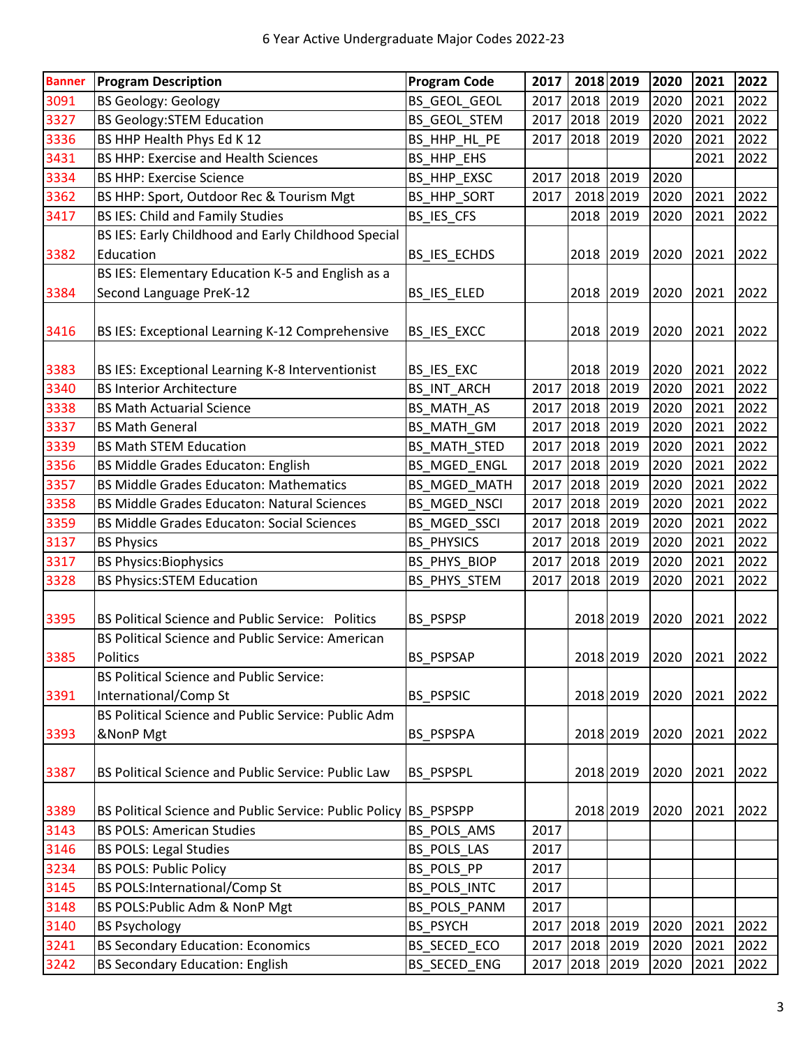6 Year Active Undergraduate Major Codes 2022-23

| Banner | Program Description | Program Code | 2017 | 2018 | 2019 | 2020 | 2021 | 2022 |
|---|---|---|---|---|---|---|---|---|
| 3091 | BS Geology: Geology | BS_GEOL_GEOL | 2017 | 2018 | 2019 | 2020 | 2021 | 2022 |
| 3327 | BS Geology:STEM Education | BS_GEOL_STEM | 2017 | 2018 | 2019 | 2020 | 2021 | 2022 |
| 3336 | BS HHP Health Phys Ed K 12 | BS_HHP_HL_PE | 2017 | 2018 | 2019 | 2020 | 2021 | 2022 |
| 3431 | BS HHP: Exercise and Health Sciences | BS_HHP_EHS | | | | | 2021 | 2022 |
| 3334 | BS HHP: Exercise Science | BS_HHP_EXSC | 2017 | 2018 | 2019 | 2020 | | |
| 3362 | BS HHP: Sport, Outdoor Rec & Tourism Mgt | BS_HHP_SORT | 2017 | 2018 | 2019 | 2020 | 2021 | 2022 |
| 3417 | BS IES: Child and Family Studies | BS_IES_CFS | | 2018 | 2019 | 2020 | 2021 | 2022 |
| 3382 | BS IES: Early Childhood and Early Childhood Special Education | BS_IES_ECHDS | | 2018 | 2019 | 2020 | 2021 | 2022 |
| 3384 | BS IES: Elementary Education K-5 and English as a Second Language PreK-12 | BS_IES_ELED | | 2018 | 2019 | 2020 | 2021 | 2022 |
| 3416 | BS IES: Exceptional Learning K-12 Comprehensive | BS_IES_EXCC | | 2018 | 2019 | 2020 | 2021 | 2022 |
| 3383 | BS IES: Exceptional Learning K-8 Interventionist | BS_IES_EXC | | 2018 | 2019 | 2020 | 2021 | 2022 |
| 3340 | BS Interior Architecture | BS_INT_ARCH | 2017 | 2018 | 2019 | 2020 | 2021 | 2022 |
| 3338 | BS Math Actuarial Science | BS_MATH_AS | 2017 | 2018 | 2019 | 2020 | 2021 | 2022 |
| 3337 | BS Math General | BS_MATH_GM | 2017 | 2018 | 2019 | 2020 | 2021 | 2022 |
| 3339 | BS Math STEM Education | BS_MATH_STED | 2017 | 2018 | 2019 | 2020 | 2021 | 2022 |
| 3356 | BS Middle Grades Educaton: English | BS_MGED_ENGL | 2017 | 2018 | 2019 | 2020 | 2021 | 2022 |
| 3357 | BS Middle Grades Educaton: Mathematics | BS_MGED_MATH | 2017 | 2018 | 2019 | 2020 | 2021 | 2022 |
| 3358 | BS Middle Grades Educaton: Natural Sciences | BS_MGED_NSCI | 2017 | 2018 | 2019 | 2020 | 2021 | 2022 |
| 3359 | BS Middle Grades Educaton: Social Sciences | BS_MGED_SSCI | 2017 | 2018 | 2019 | 2020 | 2021 | 2022 |
| 3137 | BS Physics | BS_PHYSICS | 2017 | 2018 | 2019 | 2020 | 2021 | 2022 |
| 3317 | BS Physics:Biophysics | BS_PHYS_BIOP | 2017 | 2018 | 2019 | 2020 | 2021 | 2022 |
| 3328 | BS Physics:STEM Education | BS_PHYS_STEM | 2017 | 2018 | 2019 | 2020 | 2021 | 2022 |
| 3395 | BS Political Science and Public Service: Politics | BS_PSPSP | | 2018 | 2019 | 2020 | 2021 | 2022 |
| 3385 | BS Political Science and Public Service: American Politics | BS_PSPSAP | | 2018 | 2019 | 2020 | 2021 | 2022 |
| 3391 | BS Political Science and Public Service: International/Comp St | BS_PSPSIC | | 2018 | 2019 | 2020 | 2021 | 2022 |
| 3393 | BS Political Science and Public Service: Public Adm &NonP Mgt | BS_PSPSPA | | 2018 | 2019 | 2020 | 2021 | 2022 |
| 3387 | BS Political Science and Public Service: Public Law | BS_PSPSPL | | 2018 | 2019 | 2020 | 2021 | 2022 |
| 3389 | BS Political Science and Public Service: Public Policy | BS_PSPSPP | | 2018 | 2019 | 2020 | 2021 | 2022 |
| 3143 | BS POLS: American Studies | BS_POLS_AMS | 2017 | | | | | |
| 3146 | BS POLS: Legal Studies | BS_POLS_LAS | 2017 | | | | | |
| 3234 | BS POLS: Public Policy | BS_POLS_PP | 2017 | | | | | |
| 3145 | BS POLS:International/Comp St | BS_POLS_INTC | 2017 | | | | | |
| 3148 | BS POLS:Public Adm & NonP Mgt | BS_POLS_PANM | 2017 | | | | | |
| 3140 | BS Psychology | BS_PSYCH | 2017 | 2018 | 2019 | 2020 | 2021 | 2022 |
| 3241 | BS Secondary Education: Economics | BS_SECED_ECO | 2017 | 2018 | 2019 | 2020 | 2021 | 2022 |
| 3242 | BS Secondary Education: English | BS_SECED_ENG | 2017 | 2018 | 2019 | 2020 | 2021 | 2022 |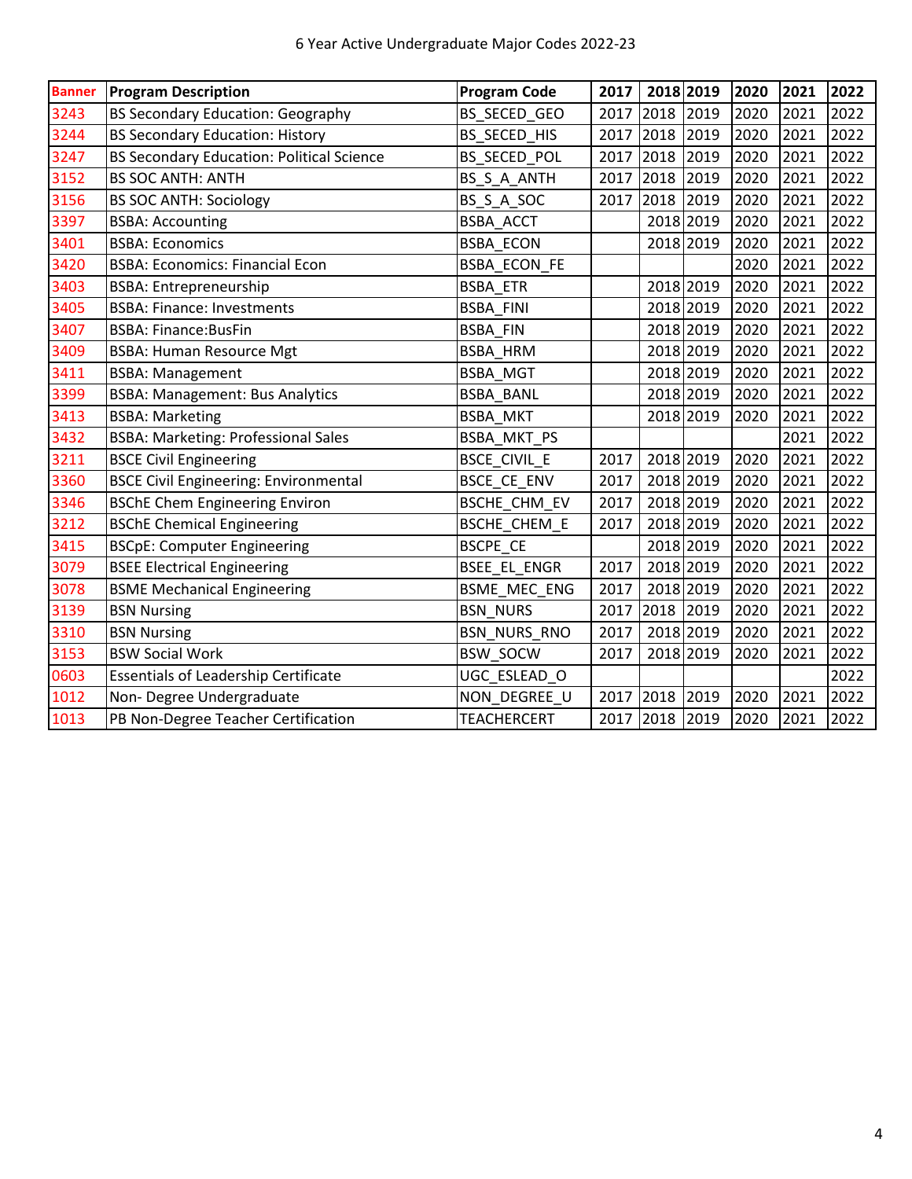6 Year Active Undergraduate Major Codes 2022-23

| Banner | Program Description | Program Code | 2017 | 2018 | 2019 | 2020 | 2021 | 2022 |
|---|---|---|---|---|---|---|---|---|
| 3243 | BS Secondary Education: Geography | BS_SECED_GEO | 2017 | 2018 | 2019 | 2020 | 2021 | 2022 |
| 3244 | BS Secondary Education: History | BS_SECED_HIS | 2017 | 2018 | 2019 | 2020 | 2021 | 2022 |
| 3247 | BS Secondary Education: Political Science | BS_SECED_POL | 2017 | 2018 | 2019 | 2020 | 2021 | 2022 |
| 3152 | BS SOC ANTH: ANTH | BS_S_A_ANTH | 2017 | 2018 | 2019 | 2020 | 2021 | 2022 |
| 3156 | BS SOC ANTH: Sociology | BS_S_A_SOC | 2017 | 2018 | 2019 | 2020 | 2021 | 2022 |
| 3397 | BSBA: Accounting | BSBA_ACCT | | 2018 | 2019 | 2020 | 2021 | 2022 |
| 3401 | BSBA: Economics | BSBA_ECON | | 2018 | 2019 | 2020 | 2021 | 2022 |
| 3420 | BSBA: Economics: Financial Econ | BSBA_ECON_FE | | | | 2020 | 2021 | 2022 |
| 3403 | BSBA: Entrepreneurship | BSBA_ETR | | 2018 | 2019 | 2020 | 2021 | 2022 |
| 3405 | BSBA: Finance: Investments | BSBA_FINI | | 2018 | 2019 | 2020 | 2021 | 2022 |
| 3407 | BSBA: Finance:BusFin | BSBA_FIN | | 2018 | 2019 | 2020 | 2021 | 2022 |
| 3409 | BSBA: Human Resource Mgt | BSBA_HRM | | 2018 | 2019 | 2020 | 2021 | 2022 |
| 3411 | BSBA: Management | BSBA_MGT | | 2018 | 2019 | 2020 | 2021 | 2022 |
| 3399 | BSBA: Management: Bus Analytics | BSBA_BANL | | 2018 | 2019 | 2020 | 2021 | 2022 |
| 3413 | BSBA: Marketing | BSBA_MKT | | 2018 | 2019 | 2020 | 2021 | 2022 |
| 3432 | BSBA: Marketing: Professional Sales | BSBA_MKT_PS | | | | | 2021 | 2022 |
| 3211 | BSCE Civil Engineering | BSCE_CIVIL_E | 2017 | 2018 | 2019 | 2020 | 2021 | 2022 |
| 3360 | BSCE Civil Engineering: Environmental | BSCE_CE_ENV | 2017 | 2018 | 2019 | 2020 | 2021 | 2022 |
| 3346 | BSChE Chem Engineering Environ | BSCHE_CHM_EV | 2017 | 2018 | 2019 | 2020 | 2021 | 2022 |
| 3212 | BSChE Chemical Engineering | BSCHE_CHEM_E | 2017 | 2018 | 2019 | 2020 | 2021 | 2022 |
| 3415 | BSCpE: Computer Engineering | BSCPE_CE | | 2018 | 2019 | 2020 | 2021 | 2022 |
| 3079 | BSEE Electrical Engineering | BSEE_EL_ENGR | 2017 | 2018 | 2019 | 2020 | 2021 | 2022 |
| 3078 | BSME Mechanical Engineering | BSME_MEC_ENG | 2017 | 2018 | 2019 | 2020 | 2021 | 2022 |
| 3139 | BSN Nursing | BSN_NURS | 2017 | 2018 | 2019 | 2020 | 2021 | 2022 |
| 3310 | BSN Nursing | BSN_NURS_RNO | 2017 | 2018 | 2019 | 2020 | 2021 | 2022 |
| 3153 | BSW Social Work | BSW_SOCW | 2017 | 2018 | 2019 | 2020 | 2021 | 2022 |
| 0603 | Essentials of Leadership Certificate | UGC_ESLEAD_O | | | | | | 2022 |
| 1012 | Non- Degree Undergraduate | NON_DEGREE_U | 2017 | 2018 | 2019 | 2020 | 2021 | 2022 |
| 1013 | PB Non-Degree Teacher Certification | TEACHERCERT | 2017 | 2018 | 2019 | 2020 | 2021 | 2022 |